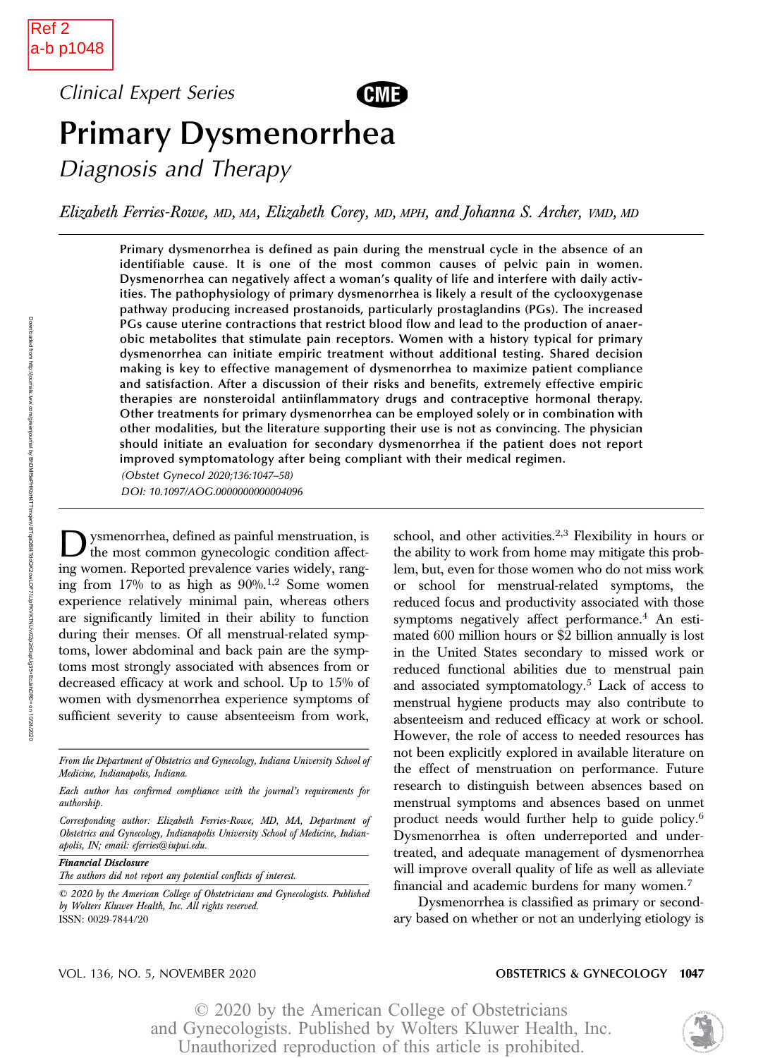Ref 2
a-b p1048

*Clinical Expert Series*

CME

# Primary Dysmenorrhea

## *Diagnosis and Therapy*

*Elizabeth Ferries-Rowe, MD, MA, Elizabeth Corey, MD, MPH, and Johanna S. Archer, VMD, MD*

**Primary dysmenorrhea is defined as pain during the menstrual cycle in the absence of an identifiable cause. It is one of the most common causes of pelvic pain in women. Dysmenorrhea can negatively affect a woman's quality of life and interfere with daily activities. The pathophysiology of primary dysmenorrhea is likely a result of the cyclooxygenase pathway producing increased prostanoids, particularly prostaglandins (PGs). The increased PGs cause uterine contractions that restrict blood flow and lead to the production of anaerobic metabolites that stimulate pain receptors. Women with a history typical for primary dysmenorrhea can initiate empiric treatment without additional testing. Shared decision making is key to effective management of dysmenorrhea to maximize patient compliance and satisfaction. After a discussion of their risks and benefits, extremely effective empiric therapies are nonsteroidal antiinflammatory drugs and contraceptive hormonal therapy. Other treatments for primary dysmenorrhea can be employed solely or in combination with other modalities, but the literature supporting their use is not as convincing. The physician should initiate an evaluation for secondary dysmenorrhea if the patient does not report improved symptomatology after being compliant with their medical regimen.**

*(Obstet Gynecol 2020;136:1047–58)*

*DOI: 10.1097/AOG.0000000000004096*

Dysmenorrhea, defined as painful menstruation, is the most common gynecologic condition affecting women. Reported prevalence varies widely, ranging from 17% to as high as 90%.[1,2] Some women experience relatively minimal pain, whereas others are significantly limited in their ability to function during their menses. Of all menstrual-related symptoms, lower abdominal and back pain are the symptoms most strongly associated with absences from or decreased efficacy at work and school. Up to 15% of women with dysmenorrhea experience symptoms of sufficient severity to cause absenteeism from work, school, and other activities.[2,3] Flexibility in hours or the ability to work from home may mitigate this problem, but, even for those women who do not miss work or school for menstrual-related symptoms, the reduced focus and productivity associated with those symptoms negatively affect performance.[4] An estimated 600 million hours or $2 billion annually is lost in the United States secondary to missed work or reduced functional abilities due to menstrual pain and associated symptomatology.[5] Lack of access to menstrual hygiene products may also contribute to absenteeism and reduced efficacy at work or school. However, the role of access to needed resources has not been explicitly explored in available literature on the effect of menstruation on performance. Future research to distinguish between absences based on menstrual symptoms and absences based on unmet product needs would further help to guide policy.[6] Dysmenorrhea is often underreported and undertreated, and adequate management of dysmenorrhea will improve overall quality of life as well as alleviate financial and academic burdens for many women.[7]

Dysmenorrhea is classified as primary or secondary based on whether or not an underlying etiology is

*From the Department of Obstetrics and Gynecology, Indiana University School of Medicine, Indianapolis, Indiana.*

*Each author has confirmed compliance with the journal's requirements for authorship.*

*Corresponding author: Elizabeth Ferries-Rowe, MD, MA, Department of Obstetrics and Gynecology, Indiana University School of Medicine, Indianapolis, IN; email: eferries@iupui.edu.*

***Financial Disclosure***
*The authors did not report any potential conflicts of interest.*

*© 2020 by the American College of Obstetricians and Gynecologists. Published by Wolters Kluwer Health, Inc. All rights reserved.*
ISSN: 0029-7844/20

© 2020 by the American College of Obstetricians and Gynecologists. Published by Wolters Kluwer Health, Inc. Unauthorized reproduction of this article is prohibited.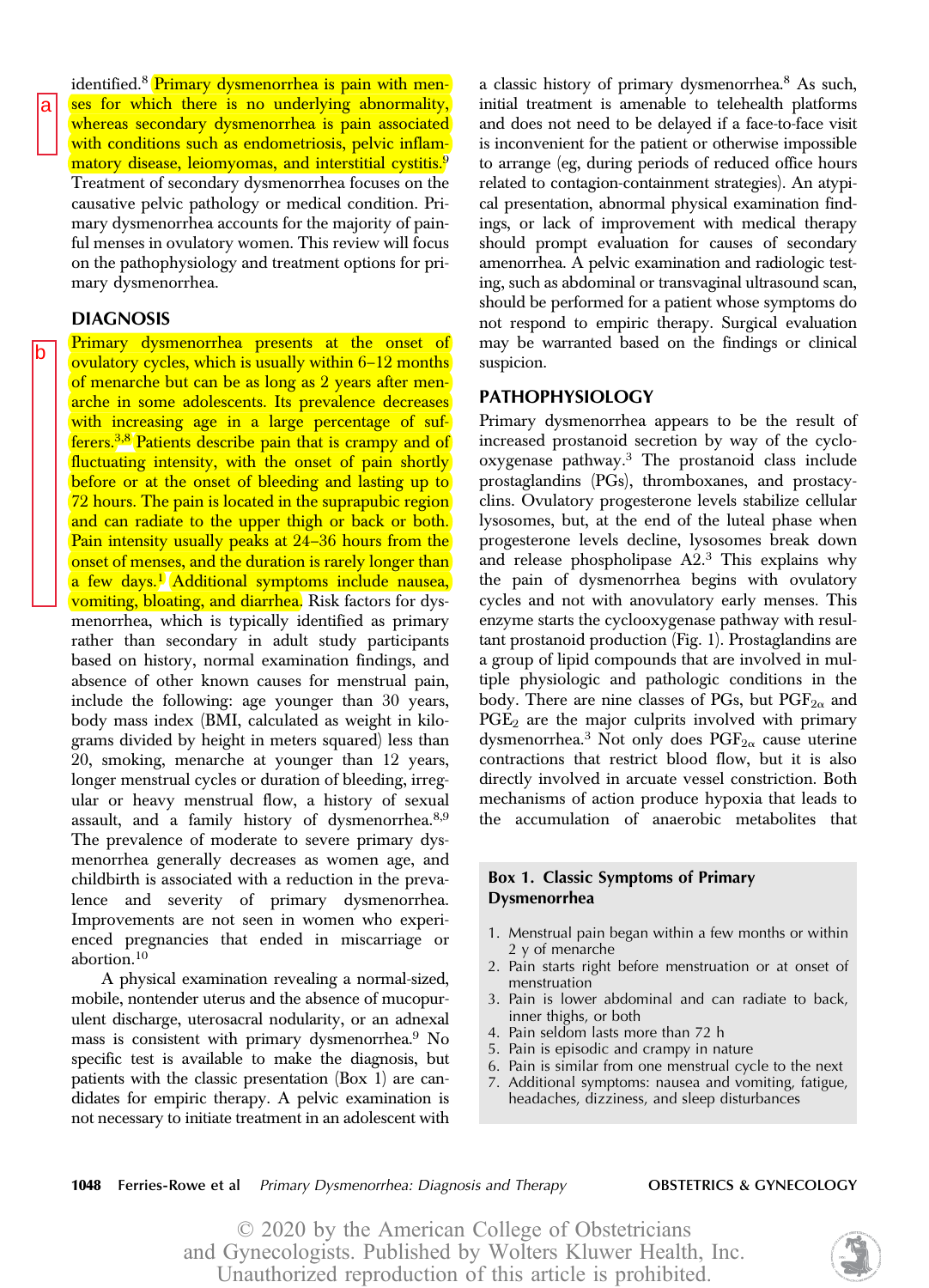identified.[8] Primary dysmenorrhea is pain with menses for which there is no underlying abnormality, whereas secondary dysmenorrhea is pain associated with conditions such as endometriosis, pelvic inflammatory disease, leiomyomas, and interstitial cystitis.[9] Treatment of secondary dysmenorrhea focuses on the causative pelvic pathology or medical condition. Primary dysmenorrhea accounts for the majority of painful menses in ovulatory women. This review will focus on the pathophysiology and treatment options for primary dysmenorrhea.

## DIAGNOSIS

Primary dysmenorrhea presents at the onset of ovulatory cycles, which is usually within 6–12 months of menarche but can be as long as 2 years after menarche in some adolescents. Its prevalence decreases with increasing age in a large percentage of sufferers.[3,8] Patients describe pain that is crampy and of fluctuating intensity, with the onset of pain shortly before or at the onset of bleeding and lasting up to 72 hours. The pain is located in the suprapubic region and can radiate to the upper thigh or back or both. Pain intensity usually peaks at 24–36 hours from the onset of menses, and the duration is rarely longer than a few days.[1] Additional symptoms include nausea, vomiting, bloating, and diarrhea. Risk factors for dysmenorrhea, which is typically identified as primary rather than secondary in adult study participants based on history, normal examination findings, and absence of other known causes for menstrual pain, include the following: age younger than 30 years, body mass index (BMI, calculated as weight in kilograms divided by height in meters squared) less than 20, smoking, menarche at younger than 12 years, longer menstrual cycles or duration of bleeding, irregular or heavy menstrual flow, a history of sexual assault, and a family history of dysmenorrhea.[8,9] The prevalence of moderate to severe primary dysmenorrhea generally decreases as women age, and childbirth is associated with a reduction in the prevalence and severity of primary dysmenorrhea. Improvements are not seen in women who experienced pregnancies that ended in miscarriage or abortion.[10]

A physical examination revealing a normal-sized, mobile, nontender uterus and the absence of mucopurulent discharge, uterosacral nodularity, or an adnexal mass is consistent with primary dysmenorrhea.[9] No specific test is available to make the diagnosis, but patients with the classic presentation (Box 1) are candidates for empiric therapy. A pelvic examination is not necessary to initiate treatment in an adolescent with a classic history of primary dysmenorrhea.[8] As such, initial treatment is amenable to telehealth platforms and does not need to be delayed if a face-to-face visit is inconvenient for the patient or otherwise impossible to arrange (eg, during periods of reduced office hours related to contagion-containment strategies). An atypical presentation, abnormal physical examination findings, or lack of improvement with medical therapy should prompt evaluation for causes of secondary amenorrhea. A pelvic examination and radiologic testing, such as abdominal or transvaginal ultrasound scan, should be performed for a patient whose symptoms do not respond to empiric therapy. Surgical evaluation may be warranted based on the findings or clinical suspicion.

## PATHOPHYSIOLOGY

Primary dysmenorrhea appears to be the result of increased prostanoid secretion by way of the cyclooxygenase pathway.[3] The prostanoid class include prostaglandins (PGs), thromboxanes, and prostacyclins. Ovulatory progesterone levels stabilize cellular lysosomes, but, at the end of the luteal phase when progesterone levels decline, lysosomes break down and release phospholipase A2.[3] This explains why the pain of dysmenorrhea begins with ovulatory cycles and not with anovulatory early menses. This enzyme starts the cyclooxygenase pathway with resultant prostanoid production (Fig. 1). Prostaglandins are a group of lipid compounds that are involved in multiple physiologic and pathologic conditions in the body. There are nine classes of PGs, but $PGF_{2\alpha}$ and $PGE_2$ are the major culprits involved with primary dysmenorrhea.[3] Not only does $PGF_{2\alpha}$ cause uterine contractions that restrict blood flow, but it is also directly involved in arcuate vessel constriction. Both mechanisms of action produce hypoxia that leads to the accumulation of anaerobic metabolites that

**Box 1. Classic Symptoms of Primary Dysmenorrhea**

1. Menstrual pain began within a few months or within 2 y of menarche
2. Pain starts right before menstruation or at onset of menstruation
3. Pain is lower abdominal and can radiate to back, inner thighs, or both
4. Pain seldom lasts more than 72 h
5. Pain is episodic and crampy in nature
6. Pain is similar from one menstrual cycle to the next
7. Additional symptoms: nausea and vomiting, fatigue, headaches, dizziness, and sleep disturbances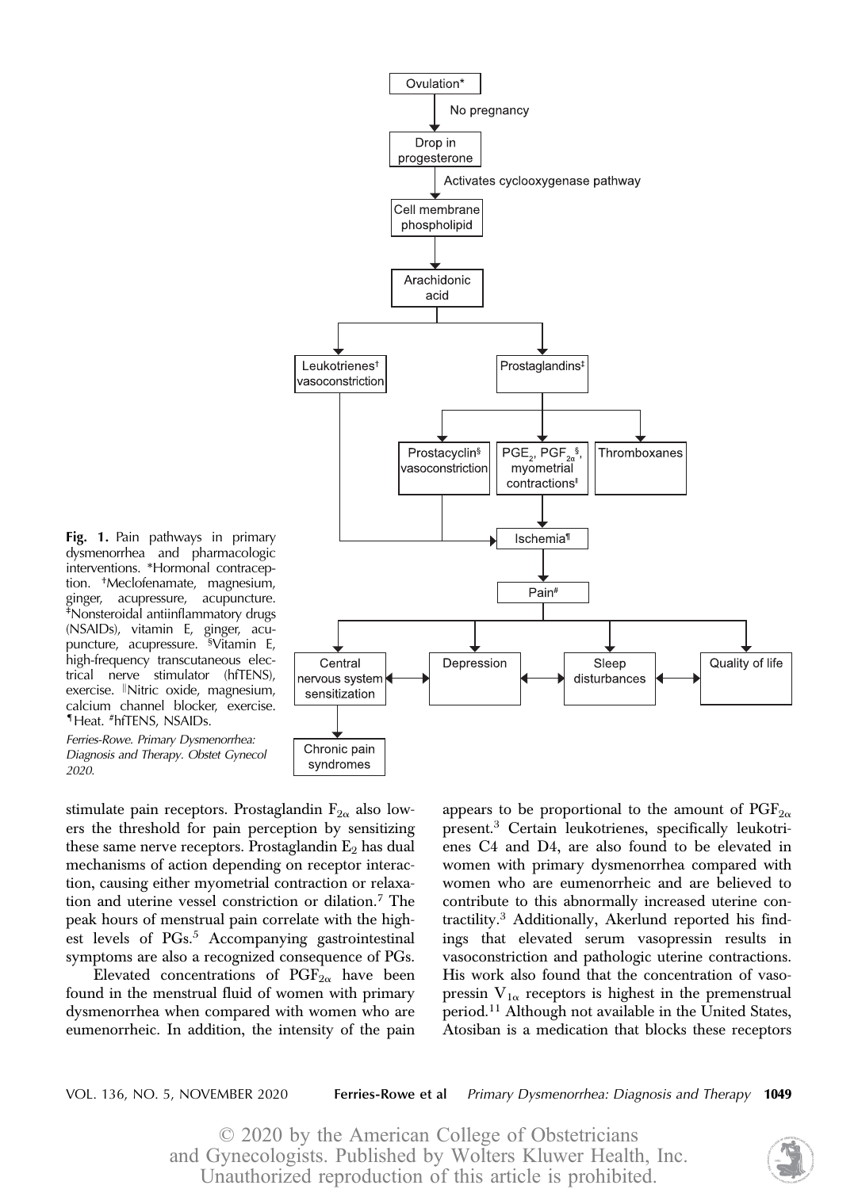**Fig. 1.** Pain pathways in primary dysmenorrhea and pharmacologic interventions. *Hormonal contraception. †Meclofenamate, magnesium, ginger, acupressure, acupuncture. ‡Nonsteroidal antiinflammatory drugs (NSAIDs), vitamin E, ginger, acupuncture, acupressure. §Vitamin E, high-frequency transcutaneous electrical nerve stimulator (hfTENS), exercise. ‖Nitric oxide, magnesium, calcium channel blocker, exercise. ¶Heat. #hfTENS, NSAIDs.

*Ferries-Rowe. Primary Dysmenorrhea: Diagnosis and Therapy. Obstet Gynecol 2020.*

stimulate pain receptors. Prostaglandin $F_{2\alpha}$ also lowers the threshold for pain perception by sensitizing these same nerve receptors. Prostaglandin $E_2$ has dual mechanisms of action depending on receptor interaction, causing either myometrial contraction or relaxation and uterine vessel constriction or dilation.[7] The peak hours of menstrual pain correlate with the highest levels of PGs.[5] Accompanying gastrointestinal symptoms are also a recognized consequence of PGs.

Elevated concentrations of $PGF_{2\alpha}$ have been found in the menstrual fluid of women with primary dysmenorrhea when compared with women who are eumenorrheic. In addition, the intensity of the pain appears to be proportional to the amount of $PGF_{2\alpha}$ present.[3] Certain leukotrienes, specifically leukotrienes C4 and D4, are also found to be elevated in women with primary dysmenorrhea compared with women who are eumenorrheic and are believed to contribute to this abnormally increased uterine contractility.[3] Additionally, Akerlund reported his findings that elevated serum vasopressin results in vasoconstriction and pathologic uterine contractions. His work also found that the concentration of vasopressin $V_{1\alpha}$ receptors is highest in the premenstrual period.[11] Although not available in the United States, Atosiban is a medication that blocks these receptors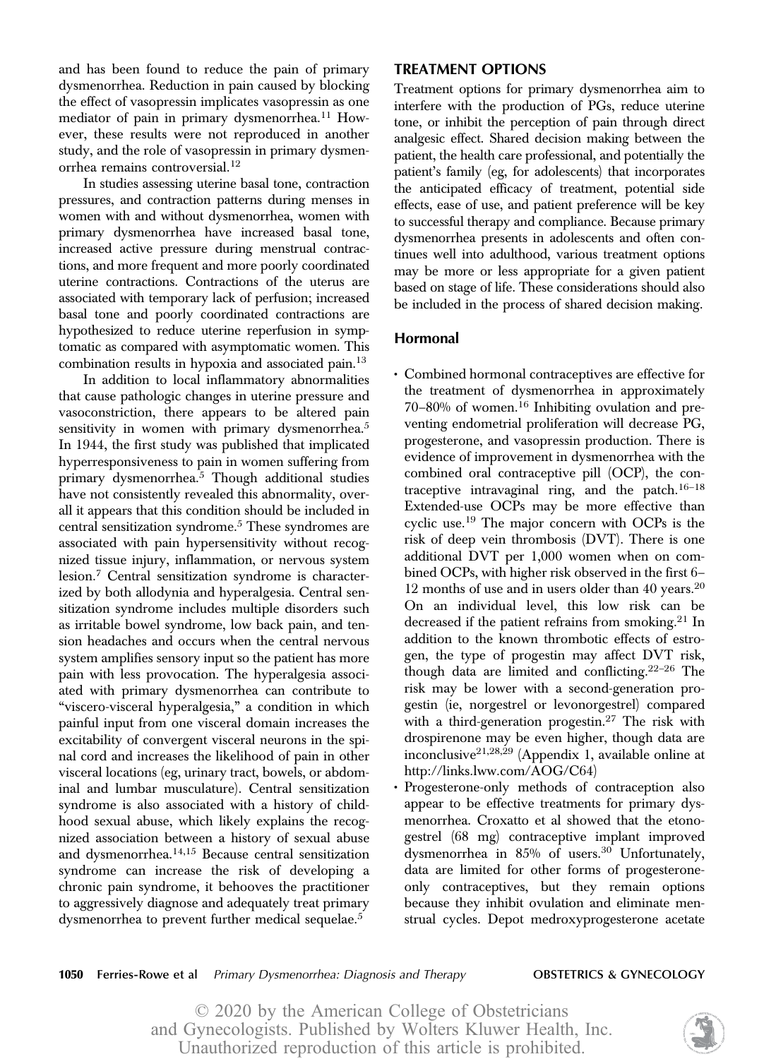and has been found to reduce the pain of primary dysmenorrhea. Reduction in pain caused by blocking the effect of vasopressin implicates vasopressin as one mediator of pain in primary dysmenorrhea.[11] However, these results were not reproduced in another study, and the role of vasopressin in primary dysmenorrhea remains controversial.[12]

In studies assessing uterine basal tone, contraction pressures, and contraction patterns during menses in women with and without dysmenorrhea, women with primary dysmenorrhea have increased basal tone, increased active pressure during menstrual contractions, and more frequent and more poorly coordinated uterine contractions. Contractions of the uterus are associated with temporary lack of perfusion; increased basal tone and poorly coordinated contractions are hypothesized to reduce uterine reperfusion in symptomatic as compared with asymptomatic women. This combination results in hypoxia and associated pain.[13]

In addition to local inflammatory abnormalities that cause pathologic changes in uterine pressure and vasoconstriction, there appears to be altered pain sensitivity in women with primary dysmenorrhea.[5] In 1944, the first study was published that implicated hyperresponsiveness to pain in women suffering from primary dysmenorrhea.[5] Though additional studies have not consistently revealed this abnormality, overall it appears that this condition should be included in central sensitization syndrome.[5] These syndromes are associated with pain hypersensitivity without recognized tissue injury, inflammation, or nervous system lesion.[7] Central sensitization syndrome is characterized by both allodynia and hyperalgesia. Central sensitization syndrome includes multiple disorders such as irritable bowel syndrome, low back pain, and tension headaches and occurs when the central nervous system amplifies sensory input so the patient has more pain with less provocation. The hyperalgesia associated with primary dysmenorrhea can contribute to "viscero-visceral hyperalgesia," a condition in which painful input from one visceral domain increases the excitability of convergent visceral neurons in the spinal cord and increases the likelihood of pain in other visceral locations (eg, urinary tract, bowels, or abdominal and lumbar musculature). Central sensitization syndrome is also associated with a history of childhood sexual abuse, which likely explains the recognized association between a history of sexual abuse and dysmenorrhea.[14,15] Because central sensitization syndrome can increase the risk of developing a chronic pain syndrome, it behooves the practitioner to aggressively diagnose and adequately treat primary dysmenorrhea to prevent further medical sequelae.[5]

## TREATMENT OPTIONS

Treatment options for primary dysmenorrhea aim to interfere with the production of PGs, reduce uterine tone, or inhibit the perception of pain through direct analgesic effect. Shared decision making between the patient, the health care professional, and potentially the patient's family (eg, for adolescents) that incorporates the anticipated efficacy of treatment, potential side effects, ease of use, and patient preference will be key to successful therapy and compliance. Because primary dysmenorrhea presents in adolescents and often continues well into adulthood, various treatment options may be more or less appropriate for a given patient based on stage of life. These considerations should also be included in the process of shared decision making.

### Hormonal

- Combined hormonal contraceptives are effective for the treatment of dysmenorrhea in approximately 70–80% of women.[16] Inhibiting ovulation and preventing endometrial proliferation will decrease PG, progesterone, and vasopressin production. There is evidence of improvement in dysmenorrhea with the combined oral contraceptive pill (OCP), the contraceptive intravaginal ring, and the patch.[16–18] Extended-use OCPs may be more effective than cyclic use.[19] The major concern with OCPs is the risk of deep vein thrombosis (DVT). There is one additional DVT per 1,000 women when on combined OCPs, with higher risk observed in the first 6–12 months of use and in users older than 40 years.[20] On an individual level, this low risk can be decreased if the patient refrains from smoking.[21] In addition to the known thrombotic effects of estrogen, the type of progestin may affect DVT risk, though data are limited and conflicting.[22–26] The risk may be lower with a second-generation progestin (ie, norgestrel or levonorgestrel) compared with a third-generation progestin.[27] The risk with drospirenone may be even higher, though data are inconclusive[21,28,29] (Appendix 1, available online at http://links.lww.com/AOG/C64)
- Progesterone-only methods of contraception also appear to be effective treatments for primary dysmenorrhea. Croxatto et al showed that the etonogestrel (68 mg) contraceptive implant improved dysmenorrhea in 85% of users.[30] Unfortunately, data are limited for other forms of progesterone-only contraceptives, but they remain options because they inhibit ovulation and eliminate menstrual cycles. Depot medroxyprogesterone acetate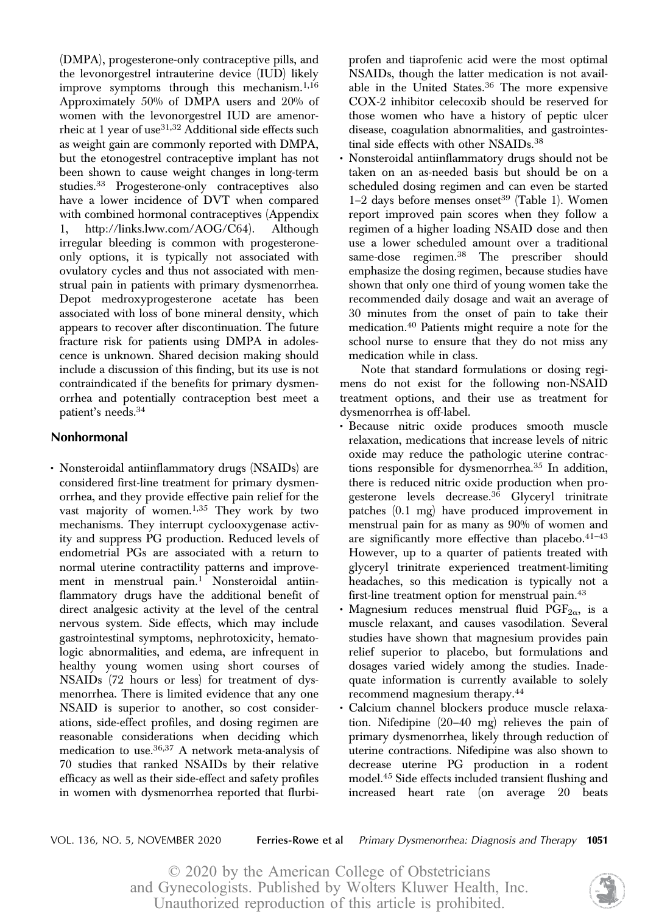(DMPA), progesterone-only contraceptive pills, and the levonorgestrel intrauterine device (IUD) likely improve symptoms through this mechanism.[1,16] Approximately 50% of DMPA users and 20% of women with the levonorgestrel IUD are amenorrheic at 1 year of use[31,32] Additional side effects such as weight gain are commonly reported with DMPA, but the etonogestrel contraceptive implant has not been shown to cause weight changes in long-term studies.[33] Progesterone-only contraceptives also have a lower incidence of DVT when compared with combined hormonal contraceptives (Appendix 1, http://links.lww.com/AOG/C64). Although irregular bleeding is common with progesterone-only options, it is typically not associated with ovulatory cycles and thus not associated with menstrual pain in patients with primary dysmenorrhea. Depot medroxyprogesterone acetate has been associated with loss of bone mineral density, which appears to recover after discontinuation. The future fracture risk for patients using DMPA in adolescence is unknown. Shared decision making should include a discussion of this finding, but its use is not contraindicated if the benefits for primary dysmenorrhea and potentially contraception best meet a patient's needs.[34]

## Nonhormonal

- Nonsteroidal antiinflammatory drugs (NSAIDs) are considered first-line treatment for primary dysmenorrhea, and they provide effective pain relief for the vast majority of women.[1,35] They work by two mechanisms. They interrupt cyclooxygenase activity and suppress PG production. Reduced levels of endometrial PGs are associated with a return to normal uterine contractility patterns and improvement in menstrual pain.[1] Nonsteroidal antiinflammatory drugs have the additional benefit of direct analgesic activity at the level of the central nervous system. Side effects, which may include gastrointestinal symptoms, nephrotoxicity, hematologic abnormalities, and edema, are infrequent in healthy young women using short courses of NSAIDs (72 hours or less) for treatment of dysmenorrhea. There is limited evidence that any one NSAID is superior to another, so cost considerations, side-effect profiles, and dosing regimen are reasonable considerations when deciding which medication to use.[36,37] A network meta-analysis of 70 studies that ranked NSAIDs by their relative efficacy as well as their side-effect and safety profiles in women with dysmenorrhea reported that flurbiprofen and tiaprofenic acid were the most optimal NSAIDs, though the latter medication is not available in the United States.[36] The more expensive COX-2 inhibitor celecoxib should be reserved for those women who have a history of peptic ulcer disease, coagulation abnormalities, and gastrointestinal side effects with other NSAIDs.[38]
- Nonsteroidal antiinflammatory drugs should not be taken on an as-needed basis but should be on a scheduled dosing regimen and can even be started 1–2 days before menses onset[39] (Table 1). Women report improved pain scores when they follow a regimen of a higher loading NSAID dose and then use a lower scheduled amount over a traditional same-dose regimen.[38] The prescriber should emphasize the dosing regimen, because studies have shown that only one third of young women take the recommended daily dosage and wait an average of 30 minutes from the onset of pain to take their medication.[40] Patients might require a note for the school nurse to ensure that they do not miss any medication while in class.

Note that standard formulations or dosing regimens do not exist for the following non-NSAID treatment options, and their use as treatment for dysmenorrhea is off-label.

- Because nitric oxide produces smooth muscle relaxation, medications that increase levels of nitric oxide may reduce the pathologic uterine contractions responsible for dysmenorrhea.[35] In addition, there is reduced nitric oxide production when progesterone levels decrease.[36] Glyceryl trinitrate patches (0.1 mg) have produced improvement in menstrual pain for as many as 90% of women and are significantly more effective than placebo.[41–43] However, up to a quarter of patients treated with glyceryl trinitrate experienced treatment-limiting headaches, so this medication is typically not a first-line treatment option for menstrual pain.[43]
- Magnesium reduces menstrual fluid $PGF_{2\alpha}$, is a muscle relaxant, and causes vasodilation. Several studies have shown that magnesium provides pain relief superior to placebo, but formulations and dosages varied widely among the studies. Inadequate information is currently available to solely recommend magnesium therapy.[44]
- Calcium channel blockers produce muscle relaxation. Nifedipine (20–40 mg) relieves the pain of primary dysmenorrhea, likely through reduction of uterine contractions. Nifedipine was also shown to decrease uterine PG production in a rodent model.[45] Side effects included transient flushing and increased heart rate (on average 20 beats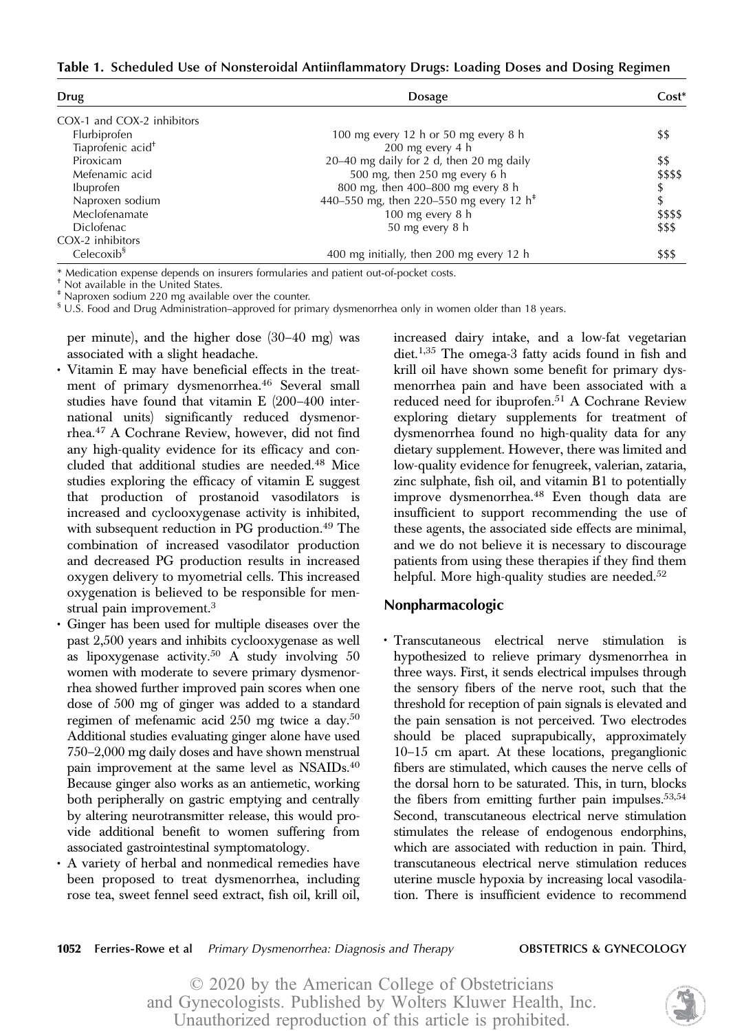**Table 1. Scheduled Use of Nonsteroidal Antiinflammatory Drugs: Loading Doses and Dosing Regimen**

| Drug | Dosage | Cost* |
|---|---|---|
| COX-1 and COX-2 inhibitors | | |
| Flurbiprofen | 100 mg every 12 h or 50 mg every 8 h | $$ |
| Tiaprofenic acid[†] | 200 mg every 4 h | |
| Piroxicam | 20–40 mg daily for 2 d, then 20 mg daily | $$ |
| Mefenamic acid | 500 mg, then 250 mg every 6 h | $$$$ |
| Ibuprofen | 800 mg, then 400–800 mg every 8 h | $ |
| Naproxen sodium | 440–550 mg, then 220–550 mg every 12 h[‡] | $ |
| Meclofenamate | 100 mg every 8 h | $$$$ |
| Diclofenac | 50 mg every 8 h | $$$ |
| COX-2 inhibitors | | |
| Celecoxib[§] | 400 mg initially, then 200 mg every 12 h | $$$ |

\* Medication expense depends on insurers formularies and patient out-of-pocket costs.
[†] Not available in the United States.
[‡] Naproxen sodium 220 mg available over the counter.
[§] U.S. Food and Drug Administration–approved for primary dysmenorrhea only in women older than 18 years.

per minute), and the higher dose (30–40 mg) was associated with a slight headache.

- Vitamin E may have beneficial effects in the treatment of primary dysmenorrhea.[46] Several small studies have found that vitamin E (200–400 international units) significantly reduced dysmenorrhea.[47] A Cochrane Review, however, did not find any high-quality evidence for its efficacy and concluded that additional studies are needed.[48] Mice studies exploring the efficacy of vitamin E suggest that production of prostanoid vasodilators is increased and cyclooxygenase activity is inhibited, with subsequent reduction in PG production.[49] The combination of increased vasodilator production and decreased PG production results in increased oxygen delivery to myometrial cells. This increased oxygenation is believed to be responsible for menstrual pain improvement.[3]
- Ginger has been used for multiple diseases over the past 2,500 years and inhibits cyclooxygenase as well as lipoxygenase activity.[50] A study involving 50 women with moderate to severe primary dysmenorrhea showed further improved pain scores when one dose of 500 mg of ginger was added to a standard regimen of mefenamic acid 250 mg twice a day.[50] Additional studies evaluating ginger alone have used 750–2,000 mg daily doses and have shown menstrual pain improvement at the same level as NSAIDs.[40] Because ginger also works as an antiemetic, working both peripherally on gastric emptying and centrally by altering neurotransmitter release, this would provide additional benefit to women suffering from associated gastrointestinal symptomatology.
- A variety of herbal and nonmedical remedies have been proposed to treat dysmenorrhea, including rose tea, sweet fennel seed extract, fish oil, krill oil, increased dairy intake, and a low-fat vegetarian diet.[1,35] The omega-3 fatty acids found in fish and krill oil have shown some benefit for primary dysmenorrhea pain and have been associated with a reduced need for ibuprofen.[51] A Cochrane Review exploring dietary supplements for treatment of dysmenorrhea found no high-quality data for any dietary supplement. However, there was limited and low-quality evidence for fenugreek, valerian, zataria, zinc sulphate, fish oil, and vitamin B1 to potentially improve dysmenorrhea.[48] Even though data are insufficient to support recommending the use of these agents, the associated side effects are minimal, and we do not believe it is necessary to discourage patients from using these therapies if they find them helpful. More high-quality studies are needed.[52]

### Nonpharmacologic

- Transcutaneous electrical nerve stimulation is hypothesized to relieve primary dysmenorrhea in three ways. First, it sends electrical impulses through the sensory fibers of the nerve root, such that the threshold for reception of pain signals is elevated and the pain sensation is not perceived. Two electrodes should be placed suprapubically, approximately 10–15 cm apart. At these locations, preganglionic fibers are stimulated, which causes the nerve cells of the dorsal horn to be saturated. This, in turn, blocks the fibers from emitting further pain impulses.[53,54] Second, transcutaneous electrical nerve stimulation stimulates the release of endogenous endorphins, which are associated with reduction in pain. Third, transcutaneous electrical nerve stimulation reduces uterine muscle hypoxia by increasing local vasodilation. There is insufficient evidence to recommend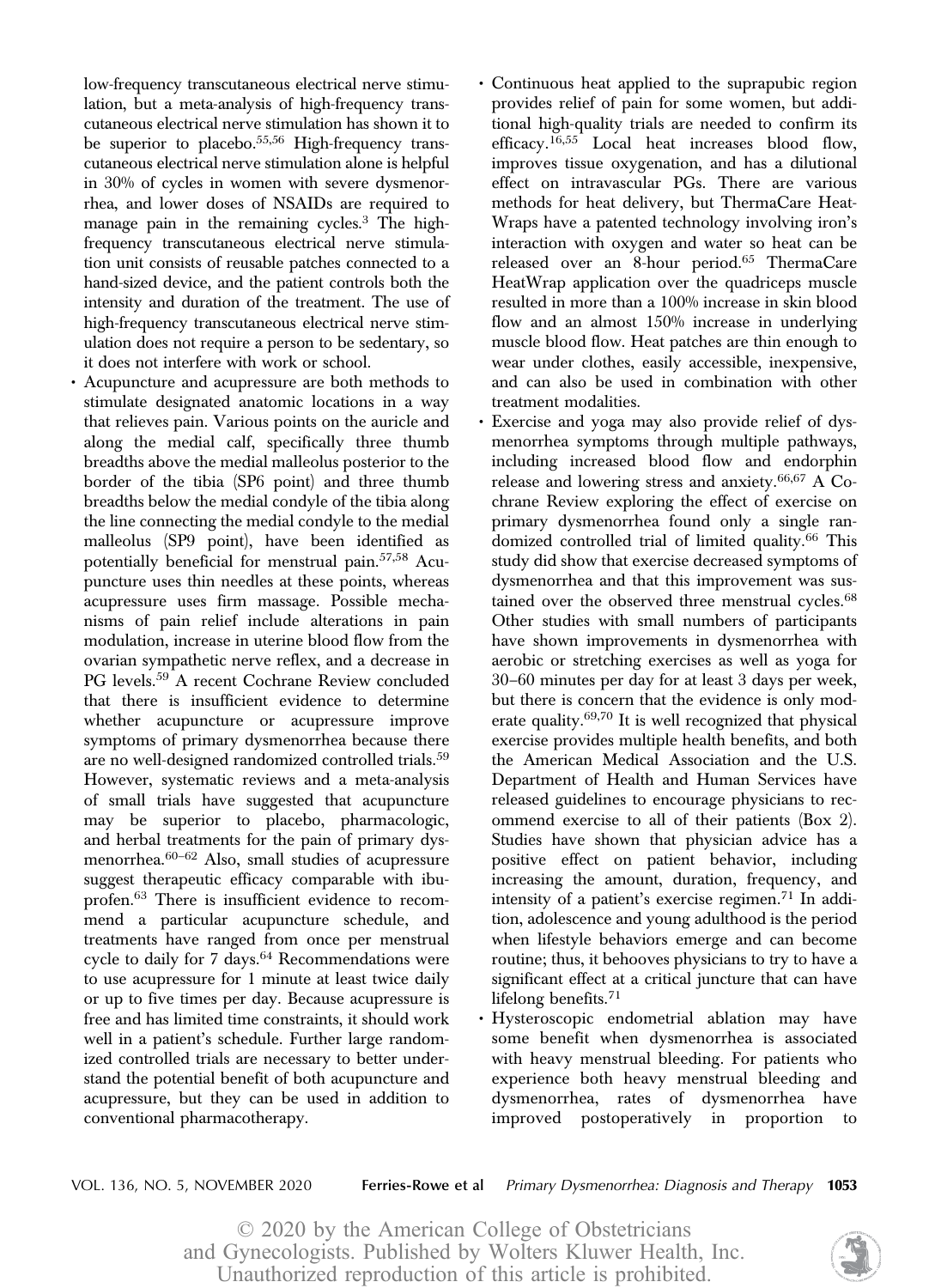low-frequency transcutaneous electrical nerve stimulation, but a meta-analysis of high-frequency transcutaneous electrical nerve stimulation has shown it to be superior to placebo.[55,56] High-frequency transcutaneous electrical nerve stimulation alone is helpful in 30% of cycles in women with severe dysmenorrhea, and lower doses of NSAIDs are required to manage pain in the remaining cycles.[3] The high-frequency transcutaneous electrical nerve stimulation unit consists of reusable patches connected to a hand-sized device, and the patient controls both the intensity and duration of the treatment. The use of high-frequency transcutaneous electrical nerve stimulation does not require a person to be sedentary, so it does not interfere with work or school.

- Acupuncture and acupressure are both methods to stimulate designated anatomic locations in a way that relieves pain. Various points on the auricle and along the medial calf, specifically three thumb breadths above the medial malleolus posterior to the border of the tibia (SP6 point) and three thumb breadths below the medial condyle of the tibia along the line connecting the medial condyle to the medial malleolus (SP9 point), have been identified as potentially beneficial for menstrual pain.[57,58] Acupuncture uses thin needles at these points, whereas acupressure uses firm massage. Possible mechanisms of pain relief include alterations in pain modulation, increase in uterine blood flow from the ovarian sympathetic nerve reflex, and a decrease in PG levels.[59] A recent Cochrane Review concluded that there is insufficient evidence to determine whether acupuncture or acupressure improve symptoms of primary dysmenorrhea because there are no well-designed randomized controlled trials.[59] However, systematic reviews and a meta-analysis of small trials have suggested that acupuncture may be superior to placebo, pharmacologic, and herbal treatments for the pain of primary dysmenorrhea.[60–62] Also, small studies of acupressure suggest therapeutic efficacy comparable with ibuprofen.[63] There is insufficient evidence to recommend a particular acupuncture schedule, and treatments have ranged from once per menstrual cycle to daily for 7 days.[64] Recommendations were to use acupressure for 1 minute at least twice daily or up to five times per day. Because acupressure is free and has limited time constraints, it should work well in a patient's schedule. Further large randomized controlled trials are necessary to better understand the potential benefit of both acupuncture and acupressure, but they can be used in addition to conventional pharmacotherapy.
- Continuous heat applied to the suprapubic region provides relief of pain for some women, but additional high-quality trials are needed to confirm its efficacy.[16,55] Local heat increases blood flow, improves tissue oxygenation, and has a dilutional effect on intravascular PGs. There are various methods for heat delivery, but ThermaCare HeatWraps have a patented technology involving iron's interaction with oxygen and water so heat can be released over an 8-hour period.[65] ThermaCare HeatWrap application over the quadriceps muscle resulted in more than a 100% increase in skin blood flow and an almost 150% increase in underlying muscle blood flow. Heat patches are thin enough to wear under clothes, easily accessible, inexpensive, and can also be used in combination with other treatment modalities.
- Exercise and yoga may also provide relief of dysmenorrhea symptoms through multiple pathways, including increased blood flow and endorphin release and lowering stress and anxiety.[66,67] A Cochrane Review exploring the effect of exercise on primary dysmenorrhea found only a single randomized controlled trial of limited quality.[66] This study did show that exercise decreased symptoms of dysmenorrhea and that this improvement was sustained over the observed three menstrual cycles.[68] Other studies with small numbers of participants have shown improvements in dysmenorrhea with aerobic or stretching exercises as well as yoga for 30–60 minutes per day for at least 3 days per week, but there is concern that the evidence is only moderate quality.[69,70] It is well recognized that physical exercise provides multiple health benefits, and both the American Medical Association and the U.S. Department of Health and Human Services have released guidelines to encourage physicians to recommend exercise to all of their patients (Box 2). Studies have shown that physician advice has a positive effect on patient behavior, including increasing the amount, duration, frequency, and intensity of a patient's exercise regimen.[71] In addition, adolescence and young adulthood is the period when lifestyle behaviors emerge and can become routine; thus, it behooves physicians to try to have a significant effect at a critical juncture that can have lifelong benefits.[71]
- Hysteroscopic endometrial ablation may have some benefit when dysmenorrhea is associated with heavy menstrual bleeding. For patients who experience both heavy menstrual bleeding and dysmenorrhea, rates of dysmenorrhea have improved postoperatively in proportion to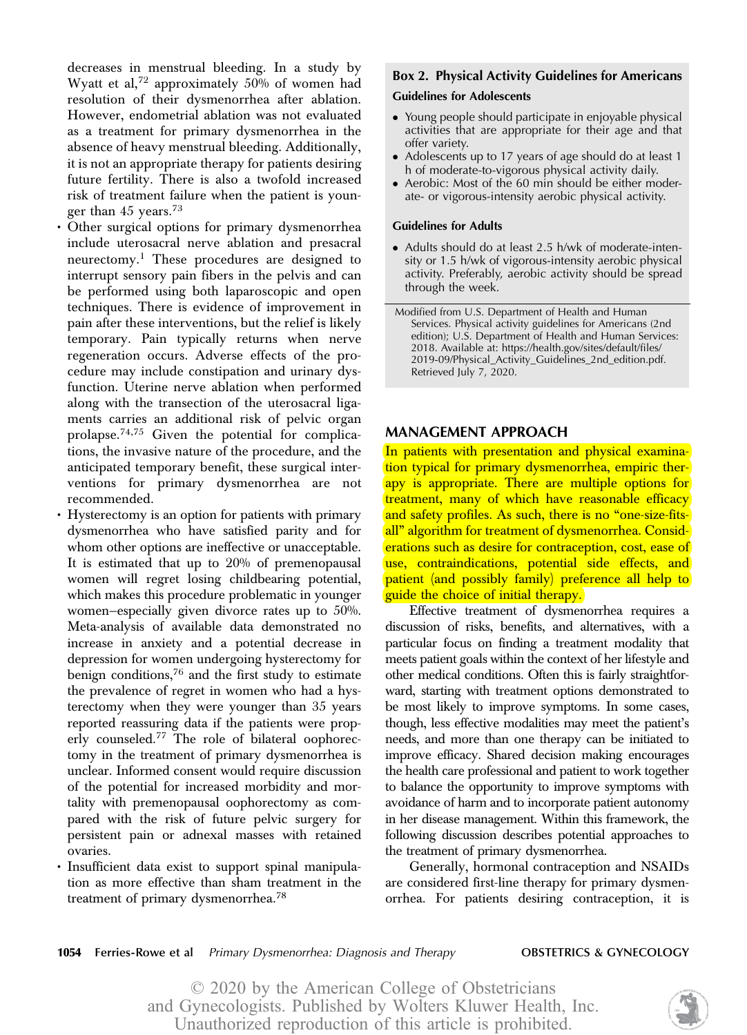decreases in menstrual bleeding. In a study by Wyatt et al,[72] approximately 50% of women had resolution of their dysmenorrhea after ablation. However, endometrial ablation was not evaluated as a treatment for primary dysmenorrhea in the absence of heavy menstrual bleeding. Additionally, it is not an appropriate therapy for patients desiring future fertility. There is also a twofold increased risk of treatment failure when the patient is younger than 45 years.[73]

- Other surgical options for primary dysmenorrhea include uterosacral nerve ablation and presacral neurectomy.[1] These procedures are designed to interrupt sensory pain fibers in the pelvis and can be performed using both laparoscopic and open techniques. There is evidence of improvement in pain after these interventions, but the relief is likely temporary. Pain typically returns when nerve regeneration occurs. Adverse effects of the procedure may include constipation and urinary dysfunction. Uterine nerve ablation when performed along with the transection of the uterosacral ligaments carries an additional risk of pelvic organ prolapse.[74,75] Given the potential for complications, the invasive nature of the procedure, and the anticipated temporary benefit, these surgical interventions for primary dysmenorrhea are not recommended.
- Hysterectomy is an option for patients with primary dysmenorrhea who have satisfied parity and for whom other options are ineffective or unacceptable. It is estimated that up to 20% of premenopausal women will regret losing childbearing potential, which makes this procedure problematic in younger women–especially given divorce rates up to 50%. Meta-analysis of available data demonstrated no increase in anxiety and a potential decrease in depression for women undergoing hysterectomy for benign conditions,[76] and the first study to estimate the prevalence of regret in women who had a hysterectomy when they were younger than 35 years reported reassuring data if the patients were properly counseled.[77] The role of bilateral oophorectomy in the treatment of primary dysmenorrhea is unclear. Informed consent would require discussion of the potential for increased morbidity and mortality with premenopausal oophorectomy as compared with the risk of future pelvic surgery for persistent pain or adnexal masses with retained ovaries.
- Insufficient data exist to support spinal manipulation as more effective than sham treatment in the treatment of primary dysmenorrhea.[78]

**Box 2. Physical Activity Guidelines for Americans**

**Guidelines for Adolescents**

- Young people should participate in enjoyable physical activities that are appropriate for their age and that offer variety.
- Adolescents up to 17 years of age should do at least 1 h of moderate-to-vigorous physical activity daily.
- Aerobic: Most of the 60 min should be either moderate- or vigorous-intensity aerobic physical activity.

**Guidelines for Adults**

- Adults should do at least 2.5 h/wk of moderate-intensity or 1.5 h/wk of vigorous-intensity aerobic physical activity. Preferably, aerobic activity should be spread through the week.

Modified from U.S. Department of Health and Human Services. Physical activity guidelines for Americans (2nd edition); U.S. Department of Health and Human Services: 2018. Available at: https://health.gov/sites/default/files/2019-09/Physical_Activity_Guidelines_2nd_edition.pdf. Retrieved July 7, 2020.

## MANAGEMENT APPROACH

In patients with presentation and physical examination typical for primary dysmenorrhea, empiric therapy is appropriate. There are multiple options for treatment, many of which have reasonable efficacy and safety profiles. As such, there is no "one-size-fits-all" algorithm for treatment of dysmenorrhea. Considerations such as desire for contraception, cost, ease of use, contraindications, potential side effects, and patient (and possibly family) preference all help to guide the choice of initial therapy.

Effective treatment of dysmenorrhea requires a discussion of risks, benefits, and alternatives, with a particular focus on finding a treatment modality that meets patient goals within the context of her lifestyle and other medical conditions. Often this is fairly straightforward, starting with treatment options demonstrated to be most likely to improve symptoms. In some cases, though, less effective modalities may meet the patient's needs, and more than one therapy can be initiated to improve efficacy. Shared decision making encourages the health care professional and patient to work together to balance the opportunity to improve symptoms with avoidance of harm and to incorporate patient autonomy in her disease management. Within this framework, the following discussion describes potential approaches to the treatment of primary dysmenorrhea.

Generally, hormonal contraception and NSAIDs are considered first-line therapy for primary dysmenorrhea. For patients desiring contraception, it is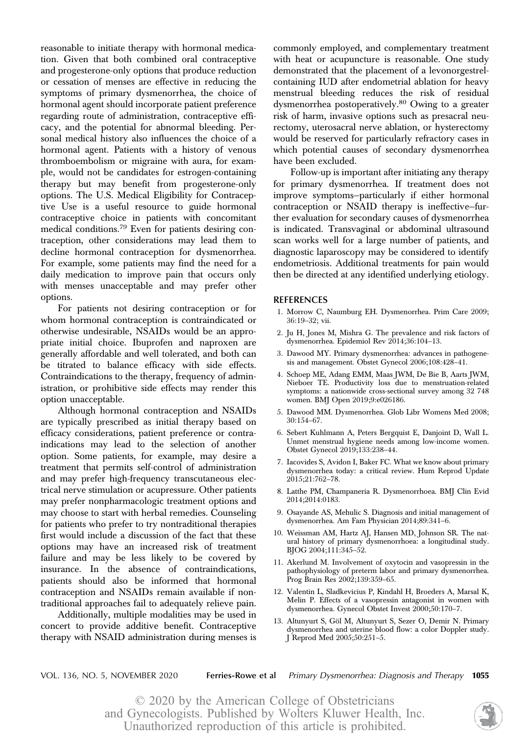reasonable to initiate therapy with hormonal medication. Given that both combined oral contraceptive and progesterone-only options that produce reduction or cessation of menses are effective in reducing the symptoms of primary dysmenorrhea, the choice of hormonal agent should incorporate patient preference regarding route of administration, contraceptive efficacy, and the potential for abnormal bleeding. Personal medical history also influences the choice of a hormonal agent. Patients with a history of venous thromboembolism or migraine with aura, for example, would not be candidates for estrogen-containing therapy but may benefit from progesterone-only options. The U.S. Medical Eligibility for Contraceptive Use is a useful resource to guide hormonal contraceptive choice in patients with concomitant medical conditions.[79] Even for patients desiring contraception, other considerations may lead them to decline hormonal contraception for dysmenorrhea. For example, some patients may find the need for a daily medication to improve pain that occurs only with menses unacceptable and may prefer other options.

For patients not desiring contraception or for whom hormonal contraception is contraindicated or otherwise undesirable, NSAIDs would be an appropriate initial choice. Ibuprofen and naproxen are generally affordable and well tolerated, and both can be titrated to balance efficacy with side effects. Contraindications to the therapy, frequency of administration, or prohibitive side effects may render this option unacceptable.

Although hormonal contraception and NSAIDs are typically prescribed as initial therapy based on efficacy considerations, patient preference or contraindications may lead to the selection of another option. Some patients, for example, may desire a treatment that permits self-control of administration and may prefer high-frequency transcutaneous electrical nerve stimulation or acupressure. Other patients may prefer nonpharmacologic treatment options and may choose to start with herbal remedies. Counseling for patients who prefer to try nontraditional therapies first would include a discussion of the fact that these options may have an increased risk of treatment failure and may be less likely to be covered by insurance. In the absence of contraindications, patients should also be informed that hormonal contraception and NSAIDs remain available if nontraditional approaches fail to adequately relieve pain.

Additionally, multiple modalities may be used in concert to provide additive benefit. Contraceptive therapy with NSAID administration during menses is commonly employed, and complementary treatment with heat or acupuncture is reasonable. One study demonstrated that the placement of a levonorgestrel-containing IUD after endometrial ablation for heavy menstrual bleeding reduces the risk of residual dysmenorrhea postoperatively.[80] Owing to a greater risk of harm, invasive options such as presacral neurectomy, uterosacral nerve ablation, or hysterectomy would be reserved for particularly refractory cases in which potential causes of secondary dysmenorrhea have been excluded.

Follow-up is important after initiating any therapy for primary dysmenorrhea. If treatment does not improve symptoms–particularly if either hormonal contraception or NSAID therapy is ineffective–further evaluation for secondary causes of dysmenorrhea is indicated. Transvaginal or abdominal ultrasound scan works well for a large number of patients, and diagnostic laparoscopy may be considered to identify endometriosis. Additional treatments for pain would then be directed at any identified underlying etiology.

## REFERENCES

1. Morrow C, Naumburg EH. Dysmenorrhea. Prim Care 2009; 36:19–32; vii.
2. Ju H, Jones M, Mishra G. The prevalence and risk factors of dysmenorrhea. Epidemiol Rev 2014;36:104–13.
3. Dawood MY. Primary dysmenorrhea: advances in pathogenesis and management. Obstet Gynecol 2006;108:428–41.
4. Schoep ME, Adang EMM, Maas JWM, De Bie B, Aarts JWM, Nieboer TE. Productivity loss due to menstruation-related symptoms: a nationwide cross-sectional survey among 32 748 women. BMJ Open 2019;9:e026186.
5. Dawood MM. Dysmenorrhea. Glob Libr Womens Med 2008; 30:154–67.
6. Sebert Kuhlmann A, Peters Bergquist E, Danjoint D, Wall L. Unmet menstrual hygiene needs among low-income women. Obstet Gynecol 2019;133:238–44.
7. Iacovides S, Avidon I, Baker FC. What we know about primary dysmenorrhea today: a critical review. Hum Reprod Update 2015;21:762–78.
8. Latthe PM, Champaneria R. Dysmenorrhoea. BMJ Clin Evid 2014;2014:0183.
9. Osayande AS, Mehulic S. Diagnosis and initial management of dysmenorrhea. Am Fam Physician 2014;89:341–6.
10. Weissman AM, Hartz AJ, Hansen MD, Johnson SR. The natural history of primary dysmenorrhoea: a longitudinal study. BJOG 2004;111:345–52.
11. Akerlund M. Involvement of oxytocin and vasopressin in the pathophysiology of preterm labor and primary dysmenorrhea. Prog Brain Res 2002;139:359–65.
12. Valentin L, Sladkevicius P, Kindahl H, Broeders A, Marsal K, Melin P. Effects of a vasopressin antagonist in women with dysmenorrhea. Gynecol Obstet Invest 2000;50:170–7.
13. Altunyurt S, Göl M, Altunyurt S, Sezer O, Demir N. Primary dysmenorrhea and uterine blood flow: a color Doppler study. J Reprod Med 2005;50:251–5.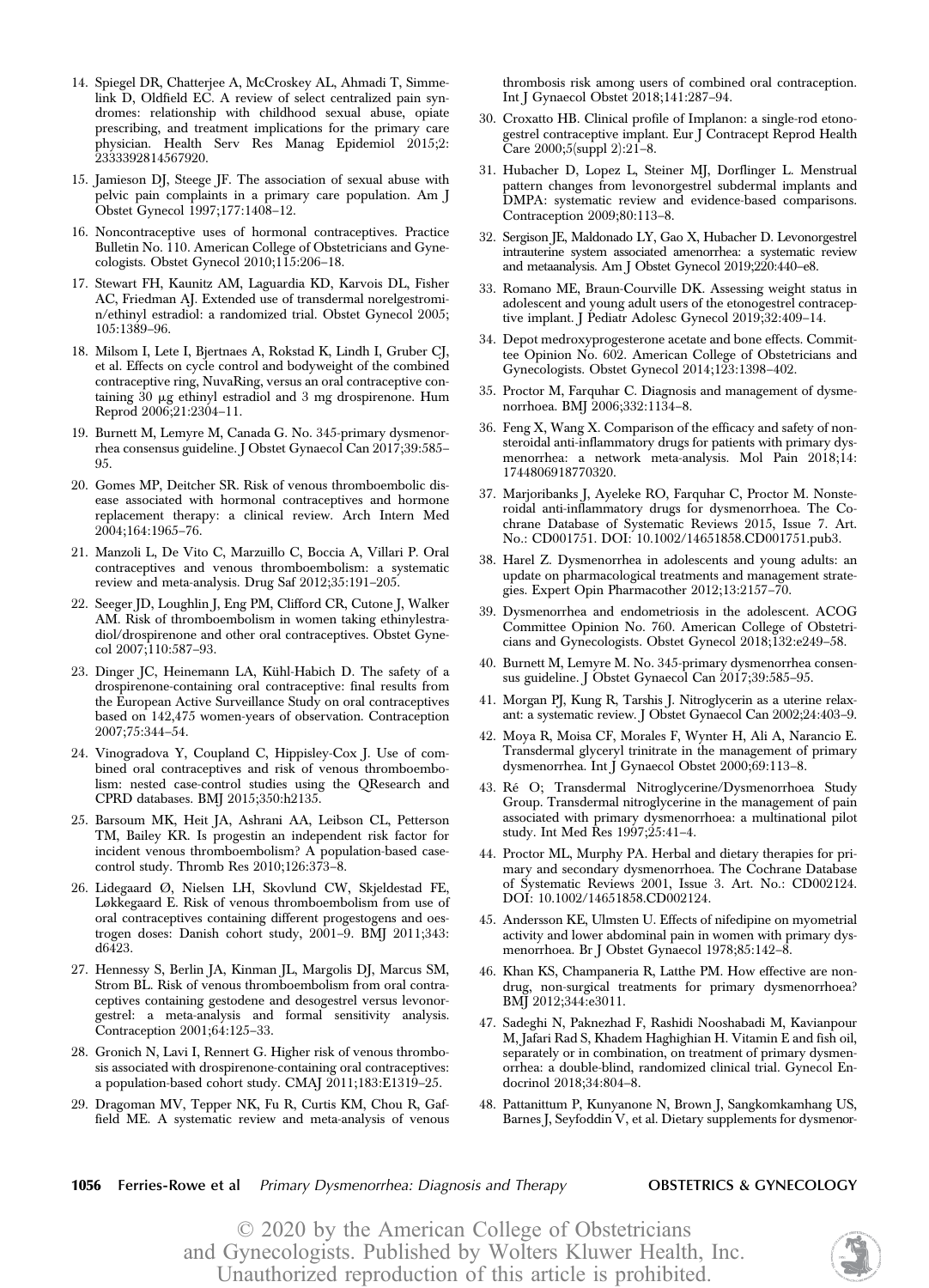14. Spiegel DR, Chatterjee A, McCroskey AL, Ahmadi T, Simmelink D, Oldfield EC. A review of select centralized pain syndromes: relationship with childhood sexual abuse, opiate prescribing, and treatment implications for the primary care physician. Health Serv Res Manag Epidemiol 2015;2: 2333392814567920.

15. Jamieson DJ, Steege JF. The association of sexual abuse with pelvic pain complaints in a primary care population. Am J Obstet Gynecol 1997;177:1408–12.

16. Noncontraceptive uses of hormonal contraceptives. Practice Bulletin No. 110. American College of Obstetricians and Gynecologists. Obstet Gynecol 2010;115:206–18.

17. Stewart FH, Kaunitz AM, Laguardia KD, Karvois DL, Fisher AC, Friedman AJ. Extended use of transdermal norelgestromin/ethinyl estradiol: a randomized trial. Obstet Gynecol 2005; 105:1389–96.

18. Milsom I, Lete I, Bjertnaes A, Rokstad K, Lindh I, Gruber CJ, et al. Effects on cycle control and bodyweight of the combined contraceptive ring, NuvaRing, versus an oral contraceptive containing 30 μg ethinyl estradiol and 3 mg drospirenone. Hum Reprod 2006;21:2304–11.

19. Burnett M, Lemyre M, Canada G. No. 345-primary dysmenorrhea consensus guideline. J Obstet Gynaecol Can 2017;39:585–95.

20. Gomes MP, Deitcher SR. Risk of venous thromboembolic disease associated with hormonal contraceptives and hormone replacement therapy: a clinical review. Arch Intern Med 2004;164:1965–76.

21. Manzoli L, De Vito C, Marzuillo C, Boccia A, Villari P. Oral contraceptives and venous thromboembolism: a systematic review and meta-analysis. Drug Saf 2012;35:191–205.

22. Seeger JD, Loughlin J, Eng PM, Clifford CR, Cutone J, Walker AM. Risk of thromboembolism in women taking ethinylestradiol/drospirenone and other oral contraceptives. Obstet Gynecol 2007;110:587–93.

23. Dinger JC, Heinemann LA, Kühl-Habich D. The safety of a drospirenone-containing oral contraceptive: final results from the European Active Surveillance Study on oral contraceptives based on 142,475 women-years of observation. Contraception 2007;75:344–54.

24. Vinogradova Y, Coupland C, Hippisley-Cox J. Use of combined oral contraceptives and risk of venous thromboembolism: nested case-control studies using the QResearch and CPRD databases. BMJ 2015;350:h2135.

25. Barsoum MK, Heit JA, Ashrani AA, Leibson CL, Petterson TM, Bailey KR. Is progestin an independent risk factor for incident venous thromboembolism? A population-based case-control study. Thromb Res 2010;126:373–8.

26. Lidegaard Ø, Nielsen LH, Skovlund CW, Skjeldestad FE, Løkkegaard E. Risk of venous thromboembolism from use of oral contraceptives containing different progestogens and oestrogen doses: Danish cohort study, 2001–9. BMJ 2011;343: d6423.

27. Hennessy S, Berlin JA, Kinman JL, Margolis DJ, Marcus SM, Strom BL. Risk of venous thromboembolism from oral contraceptives containing gestodene and desogestrel versus levonorgestrel: a meta-analysis and formal sensitivity analysis. Contraception 2001;64:125–33.

28. Gronich N, Lavi I, Rennert G. Higher risk of venous thrombosis associated with drospirenone-containing oral contraceptives: a population-based cohort study. CMAJ 2011;183:E1319–25.

29. Dragoman MV, Tepper NK, Fu R, Curtis KM, Chou R, Gaffield ME. A systematic review and meta-analysis of venous thrombosis risk among users of combined oral contraception. Int J Gynaecol Obstet 2018;141:287–94.

30. Croxatto HB. Clinical profile of Implanon: a single-rod etonogestrel contraceptive implant. Eur J Contracept Reprod Health Care 2000;5(suppl 2):21–8.

31. Hubacher D, Lopez L, Steiner MJ, Dorflinger L. Menstrual pattern changes from levonorgestrel subdermal implants and DMPA: systematic review and evidence-based comparisons. Contraception 2009;80:113–8.

32. Sergison JE, Maldonado LY, Gao X, Hubacher D. Levonorgestrel intrauterine system associated amenorrhea: a systematic review and metaanalysis. Am J Obstet Gynecol 2019;220:440–e8.

33. Romano ME, Braun-Courville DK. Assessing weight status in adolescent and young adult users of the etonogestrel contraceptive implant. J Pediatr Adolesc Gynecol 2019;32:409–14.

34. Depot medroxyprogesterone acetate and bone effects. Committee Opinion No. 602. American College of Obstetricians and Gynecologists. Obstet Gynecol 2014;123:1398–402.

35. Proctor M, Farquhar C. Diagnosis and management of dysmenorrhoea. BMJ 2006;332:1134–8.

36. Feng X, Wang X. Comparison of the efficacy and safety of non-steroidal anti-inflammatory drugs for patients with primary dysmenorrhea: a network meta-analysis. Mol Pain 2018;14: 1744806918770320.

37. Marjoribanks J, Ayeleke RO, Farquhar C, Proctor M. Nonsteroidal anti-inflammatory drugs for dysmenorrhoea. The Cochrane Database of Systematic Reviews 2015, Issue 7. Art. No.: CD001751. DOI: 10.1002/14651858.CD001751.pub3.

38. Harel Z. Dysmenorrhea in adolescents and young adults: an update on pharmacological treatments and management strategies. Expert Opin Pharmacother 2012;13:2157–70.

39. Dysmenorrhea and endometriosis in the adolescent. ACOG Committee Opinion No. 760. American College of Obstetricians and Gynecologists. Obstet Gynecol 2018;132:e249–58.

40. Burnett M, Lemyre M. No. 345-primary dysmenorrhea consensus guideline. J Obstet Gynaecol Can 2017;39:585–95.

41. Morgan PJ, Kung R, Tarshis J. Nitroglycerin as a uterine relaxant: a systematic review. J Obstet Gynaecol Can 2002;24:403–9.

42. Moya R, Moisa CF, Morales F, Wynter H, Ali A, Narancio E. Transdermal glyceryl trinitrate in the management of primary dysmenorrhea. Int J Gynaecol Obstet 2000;69:113–8.

43. Ré O; Transdermal Nitroglycerine/Dysmenorrhoea Study Group. Transdermal nitroglycerine in the management of pain associated with primary dysmenorrhoea: a multinational pilot study. Int Med Res 1997;25:41–4.

44. Proctor ML, Murphy PA. Herbal and dietary therapies for primary and secondary dysmenorrhoea. The Cochrane Database of Systematic Reviews 2001, Issue 3. Art. No.: CD002124. DOI: 10.1002/14651858.CD002124.

45. Andersson KE, Ulmsten U. Effects of nifedipine on myometrial activity and lower abdominal pain in women with primary dysmenorrhoea. Br J Obstet Gynaecol 1978;85:142–8.

46. Khan KS, Champaneria R, Latthe PM. How effective are non-drug, non-surgical treatments for primary dysmenorrhoea? BMJ 2012;344:e3011.

47. Sadeghi N, Paknezhad F, Rashidi Nooshabadi M, Kavianpour M, Jafari Rad S, Khadem Haghighian H. Vitamin E and fish oil, separately or in combination, on treatment of primary dysmenorrhea: a double-blind, randomized clinical trial. Gynecol Endocrinol 2018;34:804–8.

48. Pattanittum P, Kunyanone N, Brown J, Sangkomkamhang US, Barnes J, Seyfoddin V, et al. Dietary supplements for dysmenor-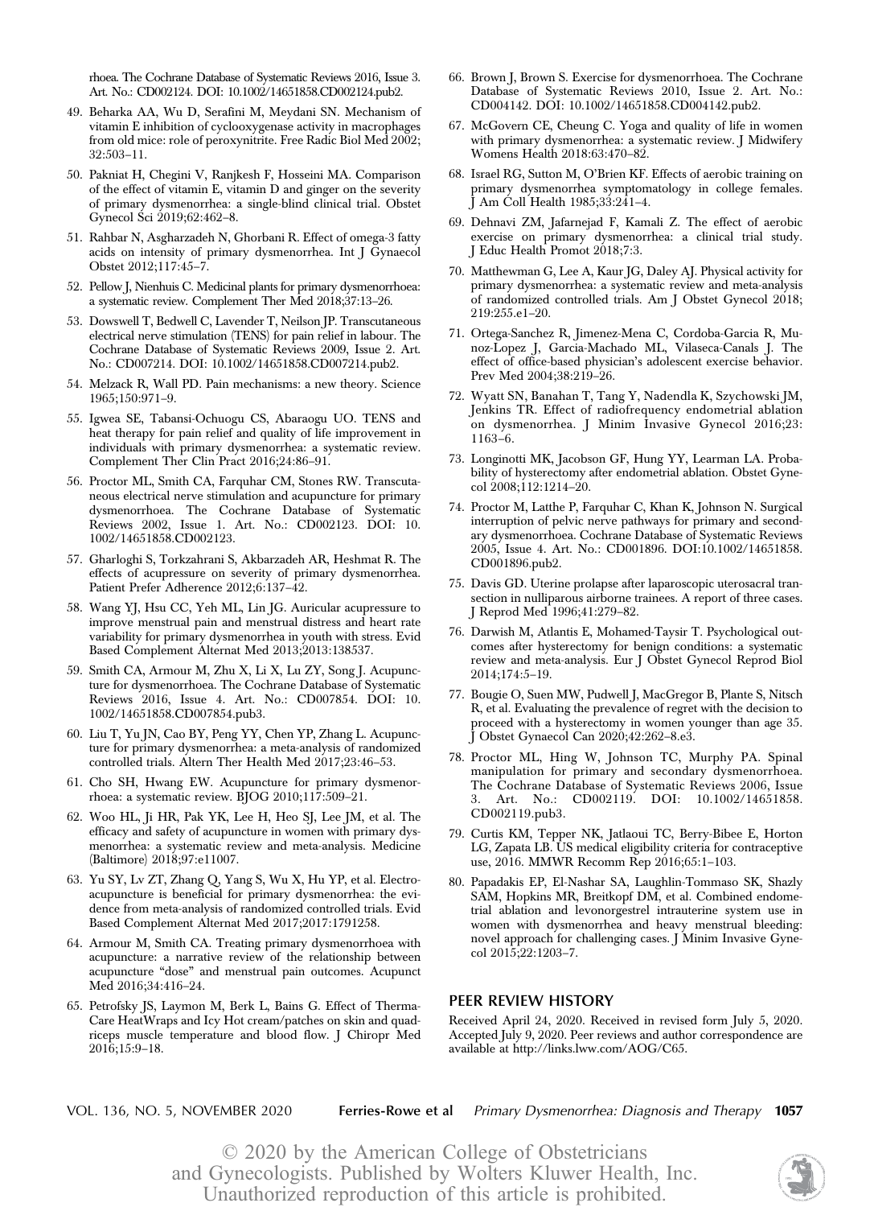rhoea. The Cochrane Database of Systematic Reviews 2016, Issue 3. Art. No.: CD002124. DOI: 10.1002/14651858.CD002124.pub2.

49. Beharka AA, Wu D, Serafini M, Meydani SN. Mechanism of vitamin E inhibition of cyclooxygenase activity in macrophages from old mice: role of peroxynitrite. Free Radic Biol Med 2002; 32:503–11.

50. Pakniat H, Chegini V, Ranjkesh F, Hosseini MA. Comparison of the effect of vitamin E, vitamin D and ginger on the severity of primary dysmenorrhea: a single-blind clinical trial. Obstet Gynecol Sci 2019;62:462–8.

51. Rahbar N, Asgharzadeh N, Ghorbani R. Effect of omega-3 fatty acids on intensity of primary dysmenorrhea. Int J Gynaecol Obstet 2012;117:45–7.

52. Pellow J, Nienhuis C. Medicinal plants for primary dysmenorrhoea: a systematic review. Complement Ther Med 2018;37:13–26.

53. Dowswell T, Bedwell C, Lavender T, Neilson JP. Transcutaneous electrical nerve stimulation (TENS) for pain relief in labour. The Cochrane Database of Systematic Reviews 2009, Issue 2. Art. No.: CD007214. DOI: 10.1002/14651858.CD007214.pub2.

54. Melzack R, Wall PD. Pain mechanisms: a new theory. Science 1965;150:971–9.

55. Igwea SE, Tabansi-Ochuogu CS, Abaraogu UO. TENS and heat therapy for pain relief and quality of life improvement in individuals with primary dysmenorrhea: a systematic review. Complement Ther Clin Pract 2016;24:86–91.

56. Proctor ML, Smith CA, Farquhar CM, Stones RW. Transcutaneous electrical nerve stimulation and acupuncture for primary dysmenorrhoea. The Cochrane Database of Systematic Reviews 2002, Issue 1. Art. No.: CD002123. DOI: 10. 1002/14651858.CD002123.

57. Gharloghi S, Torkzahrani S, Akbarzadeh AR, Heshmat R. The effects of acupressure on severity of primary dysmenorrhea. Patient Prefer Adherence 2012;6:137–42.

58. Wang YJ, Hsu CC, Yeh ML, Lin JG. Auricular acupressure to improve menstrual pain and menstrual distress and heart rate variability for primary dysmenorrhea in youth with stress. Evid Based Complement Alternat Med 2013;2013:138537.

59. Smith CA, Armour M, Zhu X, Li X, Lu ZY, Song J. Acupuncture for dysmenorrhoea. The Cochrane Database of Systematic Reviews 2016, Issue 4. Art. No.: CD007854. DOI: 10. 1002/14651858.CD007854.pub3.

60. Liu T, Yu JN, Cao BY, Peng YY, Chen YP, Zhang L. Acupuncture for primary dysmenorrhea: a meta-analysis of randomized controlled trials. Altern Ther Health Med 2017;23:46–53.

61. Cho SH, Hwang EW. Acupuncture for primary dysmenorrhoea: a systematic review. BJOG 2010;117:509–21.

62. Woo HL, Ji HR, Pak YK, Lee H, Heo SJ, Lee JM, et al. The efficacy and safety of acupuncture in women with primary dysmenorrhea: a systematic review and meta-analysis. Medicine (Baltimore) 2018;97:e11007.

63. Yu SY, Lv ZT, Zhang Q, Yang S, Wu X, Hu YP, et al. Electroacupuncture is beneficial for primary dysmenorrhea: the evidence from meta-analysis of randomized controlled trials. Evid Based Complement Alternat Med 2017;2017:1791258.

64. Armour M, Smith CA. Treating primary dysmenorrhoea with acupuncture: a narrative review of the relationship between acupuncture "dose" and menstrual pain outcomes. Acupunct Med 2016;34:416–24.

65. Petrofsky JS, Laymon M, Berk L, Bains G. Effect of ThermaCare HeatWraps and Icy Hot cream/patches on skin and quadriceps muscle temperature and blood flow. J Chiropr Med 2016;15:9–18.

66. Brown J, Brown S. Exercise for dysmenorrhoea. The Cochrane Database of Systematic Reviews 2010, Issue 2. Art. No.: CD004142. DOI: 10.1002/14651858.CD004142.pub2.

67. McGovern CE, Cheung C. Yoga and quality of life in women with primary dysmenorrhea: a systematic review. J Midwifery Womens Health 2018:63:470–82.

68. Israel RG, Sutton M, O'Brien KF. Effects of aerobic training on primary dysmenorrhea symptomatology in college females. J Am Coll Health 1985;33:241–4.

69. Dehnavi ZM, Jafarnejad F, Kamali Z. The effect of aerobic exercise on primary dysmenorrhea: a clinical trial study. J Educ Health Promot 2018;7:3.

70. Matthewman G, Lee A, Kaur JG, Daley AJ. Physical activity for primary dysmenorrhea: a systematic review and meta-analysis of randomized controlled trials. Am J Obstet Gynecol 2018; 219:255.e1–20.

71. Ortega-Sanchez R, Jimenez-Mena C, Cordoba-Garcia R, Munoz-Lopez J, Garcia-Machado ML, Vilaseca-Canals J. The effect of office-based physician's adolescent exercise behavior. Prev Med 2004;38:219–26.

72. Wyatt SN, Banahan T, Tang Y, Nadendla K, Szychowski JM, Jenkins TR. Effect of radiofrequency endometrial ablation on dysmenorrhea. J Minim Invasive Gynecol 2016;23: 1163–6.

73. Longinotti MK, Jacobson GF, Hung YY, Learman LA. Probability of hysterectomy after endometrial ablation. Obstet Gynecol 2008;112:1214–20.

74. Proctor M, Latthe P, Farquhar C, Khan K, Johnson N. Surgical interruption of pelvic nerve pathways for primary and secondary dysmenorrhoea. Cochrane Database of Systematic Reviews 2005, Issue 4. Art. No.: CD001896. DOI:10.1002/14651858. CD001896.pub2.

75. Davis GD. Uterine prolapse after laparoscopic uterosacral transection in nulliparous airborne trainees. A report of three cases. J Reprod Med 1996;41:279–82.

76. Darwish M, Atlantis E, Mohamed-Taysir T. Psychological outcomes after hysterectomy for benign conditions: a systematic review and meta-analysis. Eur J Obstet Gynecol Reprod Biol 2014;174:5–19.

77. Bougie O, Suen MW, Pudwell J, MacGregor B, Plante S, Nitsch R, et al. Evaluating the prevalence of regret with the decision to proceed with a hysterectomy in women younger than age 35. J Obstet Gynaecol Can 2020;42:262–8.e3.

78. Proctor ML, Hing W, Johnson TC, Murphy PA. Spinal manipulation for primary and secondary dysmenorrhoea. The Cochrane Database of Systematic Reviews 2006, Issue 3. Art. No.: CD002119. DOI: 10.1002/14651858. CD002119.pub3.

79. Curtis KM, Tepper NK, Jatlaoui TC, Berry-Bibee E, Horton LG, Zapata LB. US medical eligibility criteria for contraceptive use, 2016. MMWR Recomm Rep 2016;65:1–103.

80. Papadakis EP, El-Nashar SA, Laughlin-Tommaso SK, Shazly SAM, Hopkins MR, Breitkopf DM, et al. Combined endometrial ablation and levonorgestrel intrauterine system use in women with dysmenorrhea and heavy menstrual bleeding: novel approach for challenging cases. J Minim Invasive Gynecol 2015;22:1203–7.

## PEER REVIEW HISTORY

Received April 24, 2020. Received in revised form July 5, 2020. Accepted July 9, 2020. Peer reviews and author correspondence are available at http://links.lww.com/AOG/C65.

© 2020 by the American College of Obstetricians and Gynecologists. Published by Wolters Kluwer Health, Inc. Unauthorized reproduction of this article is prohibited.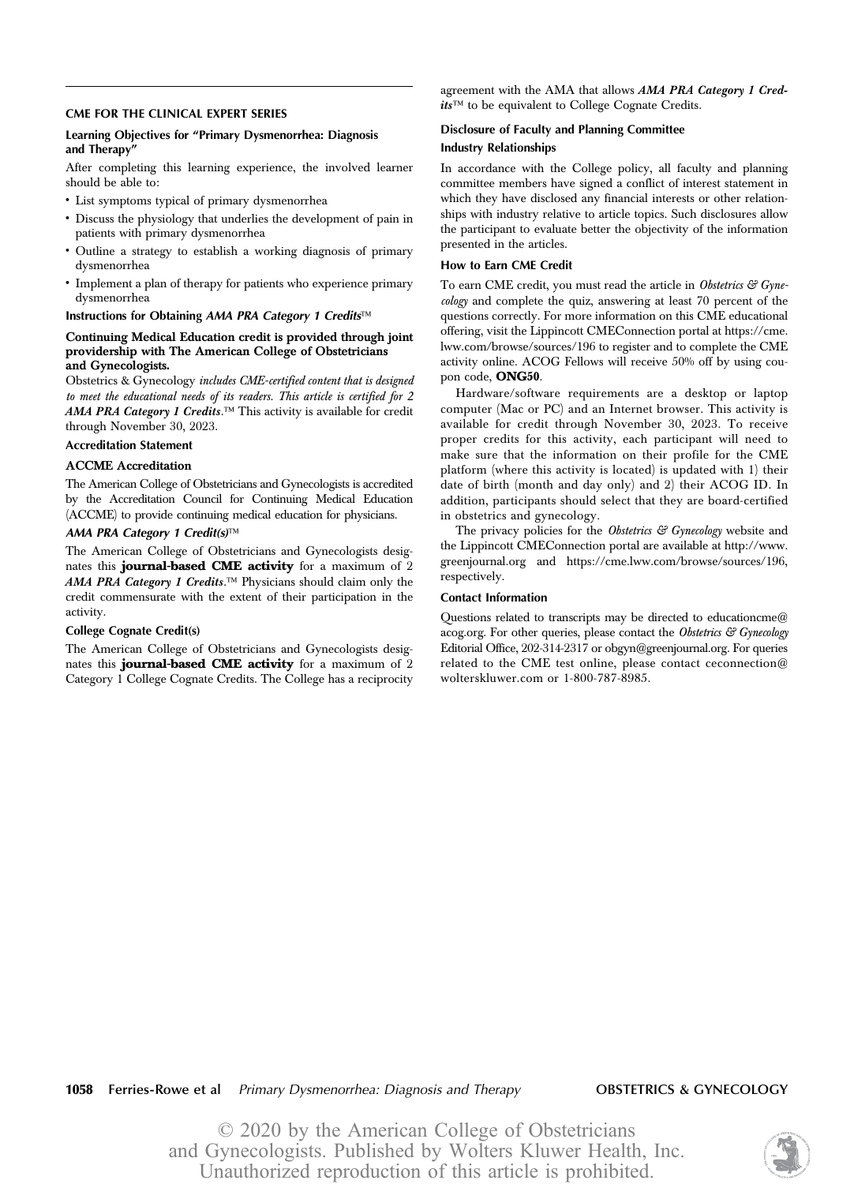## CME FOR THE CLINICAL EXPERT SERIES

### Learning Objectives for "Primary Dysmenorrhea: Diagnosis and Therapy"

After completing this learning experience, the involved learner should be able to:

- List symptoms typical of primary dysmenorrhea
- Discuss the physiology that underlies the development of pain in patients with primary dysmenorrhea
- Outline a strategy to establish a working diagnosis of primary dysmenorrhea
- Implement a plan of therapy for patients who experience primary dysmenorrhea

### Instructions for Obtaining *AMA PRA Category 1 Credits*™

**Continuing Medical Education credit is provided through joint providership with The American College of Obstetricians and Gynecologists.**

Obstetrics & Gynecology *includes CME-certified content that is designed to meet the educational needs of its readers. This article is certified for 2* ***AMA PRA Category 1 Credits***.™ This activity is available for credit through November 30, 2023.

### Accreditation Statement

**ACCME Accreditation**

The American College of Obstetricians and Gynecologists is accredited by the Accreditation Council for Continuing Medical Education (ACCME) to provide continuing medical education for physicians.

***AMA PRA Category 1 Credit(s)***™

The American College of Obstetricians and Gynecologists designates this **journal-based CME activity** for a maximum of 2 ***AMA PRA Category 1 Credits***.™ Physicians should claim only the credit commensurate with the extent of their participation in the activity.

**College Cognate Credit(s)**

The American College of Obstetricians and Gynecologists designates this **journal-based CME activity** for a maximum of 2 Category 1 College Cognate Credits. The College has a reciprocity agreement with the AMA that allows ***AMA PRA Category 1 Credits***™ to be equivalent to College Cognate Credits.

### Disclosure of Faculty and Planning Committee Industry Relationships

In accordance with the College policy, all faculty and planning committee members have signed a conflict of interest statement in which they have disclosed any financial interests or other relationships with industry relative to article topics. Such disclosures allow the participant to evaluate better the objectivity of the information presented in the articles.

### How to Earn CME Credit

To earn CME credit, you must read the article in *Obstetrics & Gynecology* and complete the quiz, answering at least 70 percent of the questions correctly. For more information on this CME educational offering, visit the Lippincott CMEConnection portal at https://cme.lww.com/browse/sources/196 to register and to complete the CME activity online. ACOG Fellows will receive 50% off by using coupon code, **ONG50**.

Hardware/software requirements are a desktop or laptop computer (Mac or PC) and an Internet browser. This activity is available for credit through November 30, 2023. To receive proper credits for this activity, each participant will need to make sure that the information on their profile for the CME platform (where this activity is located) is updated with 1) their date of birth (month and day only) and 2) their ACOG ID. In addition, participants should select that they are board-certified in obstetrics and gynecology.

The privacy policies for the *Obstetrics & Gynecology* website and the Lippincott CMEConnection portal are available at http://www.greenjournal.org and https://cme.lww.com/browse/sources/196, respectively.

### Contact Information

Questions related to transcripts may be directed to educationcme@acog.org. For other queries, please contact the *Obstetrics & Gynecology* Editorial Office, 202-314-2317 or obgyn@greenjournal.org. For queries related to the CME test online, please contact ceconnection@wolterskluwer.com or 1-800-787-8985.

© 2020 by the American College of Obstetricians and Gynecologists. Published by Wolters Kluwer Health, Inc. Unauthorized reproduction of this article is prohibited.